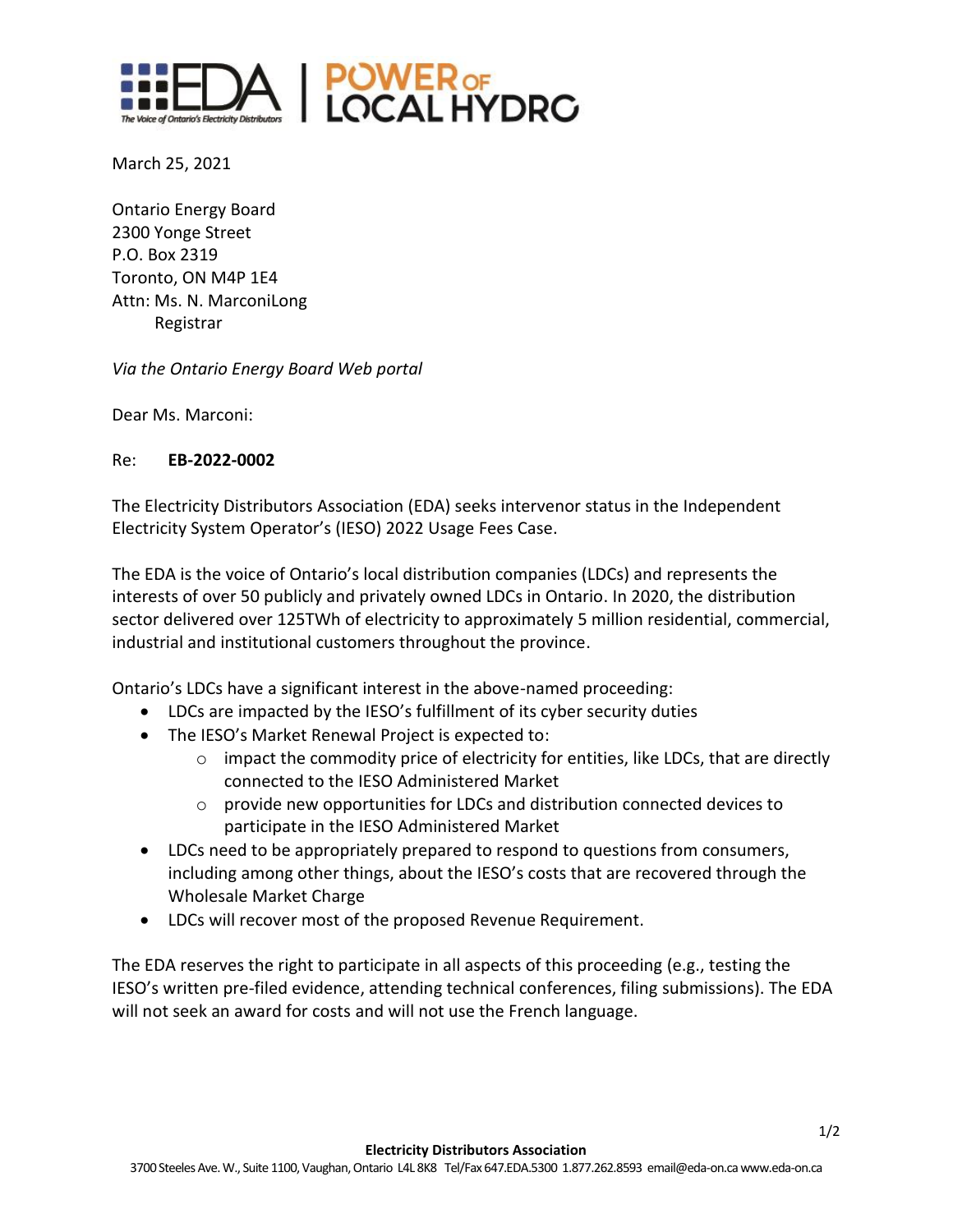March 25, 2021

Ontario Energy Board
2300 Yonge Street
P.O. Box 2319
Toronto, ON M4P 1E4
Attn: Ms. N. MarconiLong
Registrar

*Via the Ontario Energy Board Web portal*

Dear Ms. Marconi:

Re: **EB-2022-0002**

The Electricity Distributors Association (EDA) seeks intervenor status in the Independent Electricity System Operator's (IESO) 2022 Usage Fees Case.

The EDA is the voice of Ontario's local distribution companies (LDCs) and represents the interests of over 50 publicly and privately owned LDCs in Ontario. In 2020, the distribution sector delivered over 125TWh of electricity to approximately 5 million residential, commercial, industrial and institutional customers throughout the province.

Ontario's LDCs have a significant interest in the above-named proceeding:

- LDCs are impacted by the IESO's fulfillment of its cyber security duties
- The IESO's Market Renewal Project is expected to:
  - impact the commodity price of electricity for entities, like LDCs, that are directly connected to the IESO Administered Market
  - provide new opportunities for LDCs and distribution connected devices to participate in the IESO Administered Market
- LDCs need to be appropriately prepared to respond to questions from consumers, including among other things, about the IESO's costs that are recovered through the Wholesale Market Charge
- LDCs will recover most of the proposed Revenue Requirement.

The EDA reserves the right to participate in all aspects of this proceeding (e.g., testing the IESO's written pre-filed evidence, attending technical conferences, filing submissions). The EDA will not seek an award for costs and will not use the French language.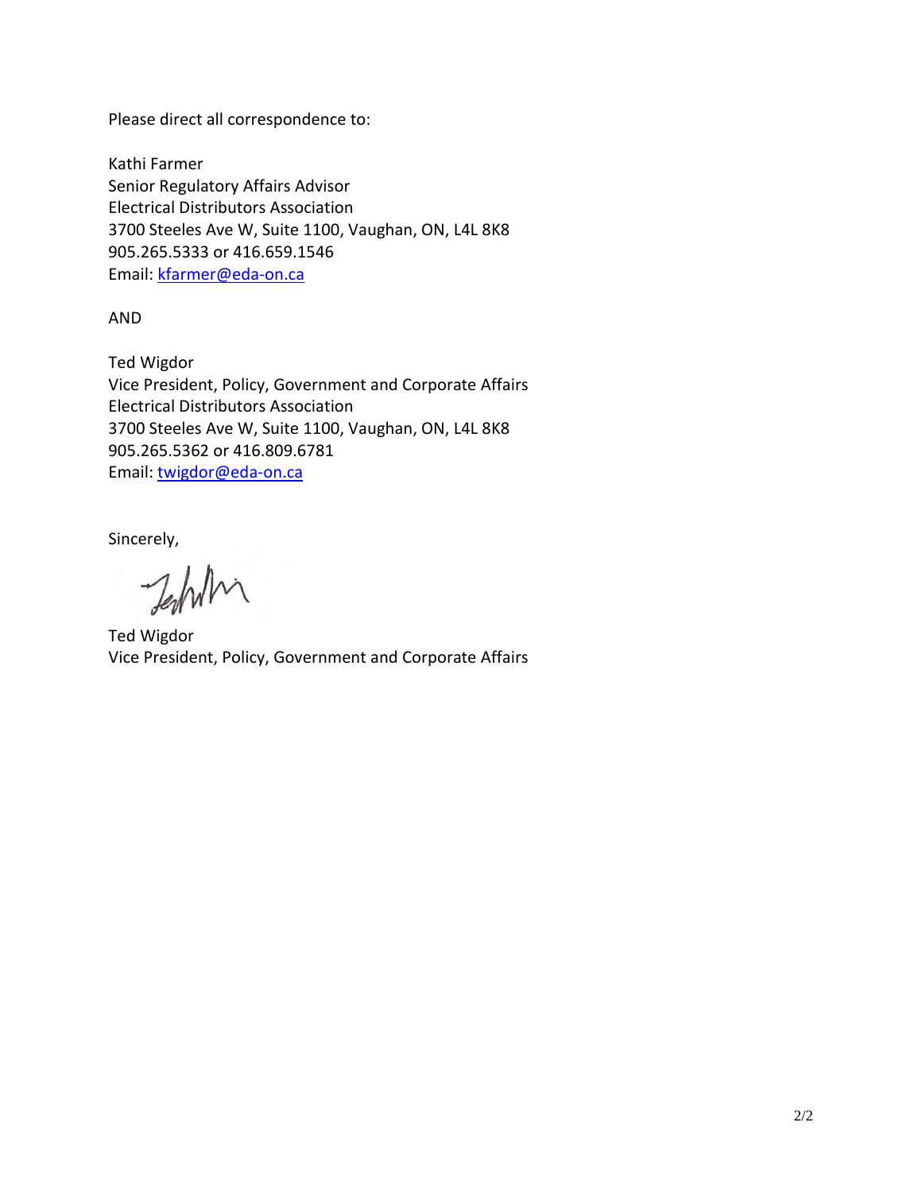Please direct all correspondence to:

Kathi Farmer
Senior Regulatory Affairs Advisor
Electrical Distributors Association
3700 Steeles Ave W, Suite 1100, Vaughan, ON, L4L 8K8
905.265.5333 or 416.659.1546
Email: kfarmer@eda-on.ca

AND

Ted Wigdor
Vice President, Policy, Government and Corporate Affairs
Electrical Distributors Association
3700 Steeles Ave W, Suite 1100, Vaughan, ON, L4L 8K8
905.265.5362 or 416.809.6781
Email: twigdor@eda-on.ca

Sincerely,

Ted Wigdor
Vice President, Policy, Government and Corporate Affairs